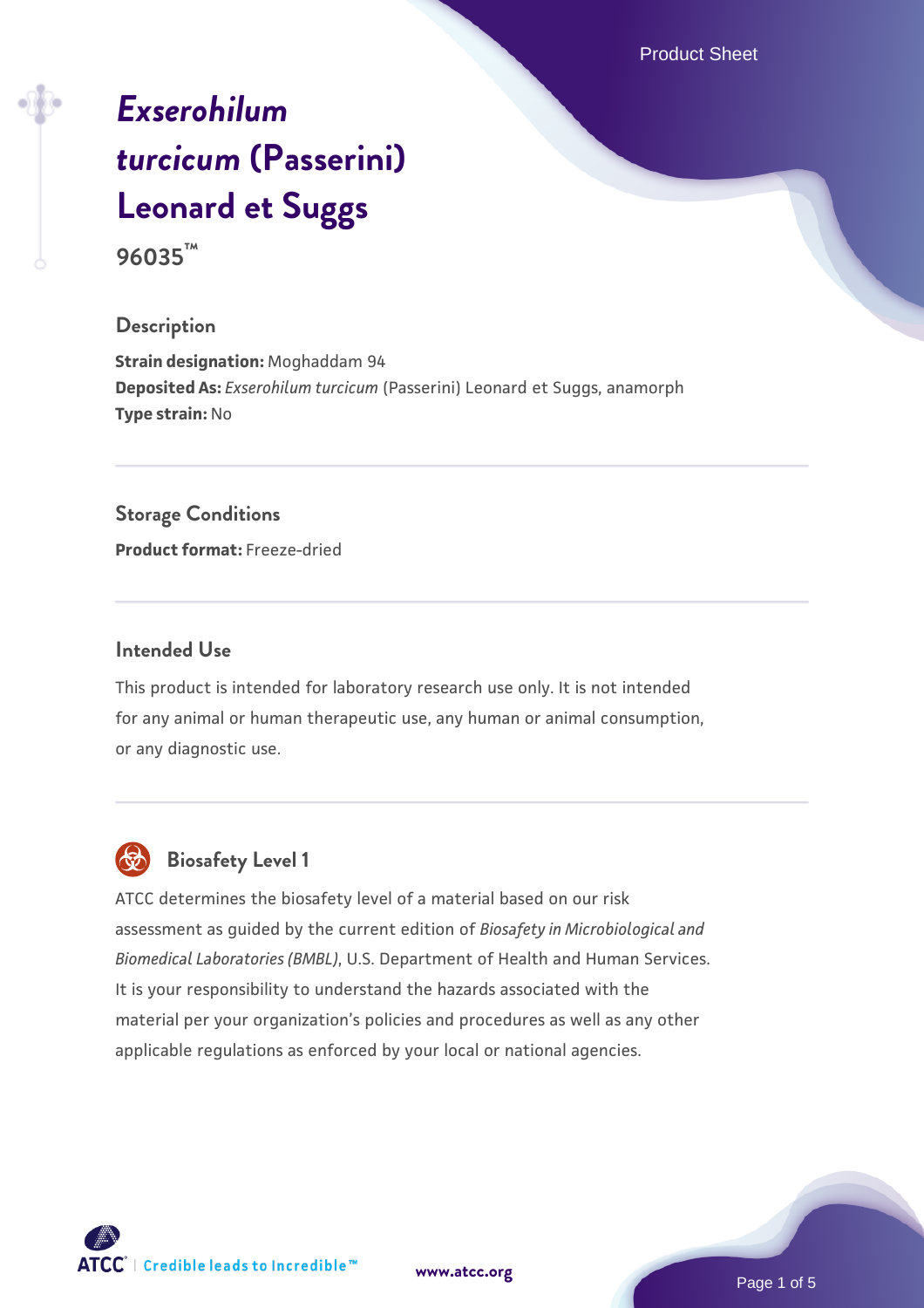# *Exserohilum turcicum* (Passerini) Leonard et Suggs

**96035™**

## Description

**Strain designation:** Moghaddam 94
**Deposited As:** *Exserohilum turcicum* (Passerini) Leonard et Suggs, anamorph
**Type strain:** No

## Storage Conditions

**Product format:** Freeze-dried

## Intended Use

This product is intended for laboratory research use only. It is not intended for any animal or human therapeutic use, any human or animal consumption, or any diagnostic use.

## Biosafety Level 1

ATCC determines the biosafety level of a material based on our risk assessment as guided by the current edition of *Biosafety in Microbiological and Biomedical Laboratories (BMBL)*, U.S. Department of Health and Human Services. It is your responsibility to understand the hazards associated with the material per your organization's policies and procedures as well as any other applicable regulations as enforced by your local or national agencies.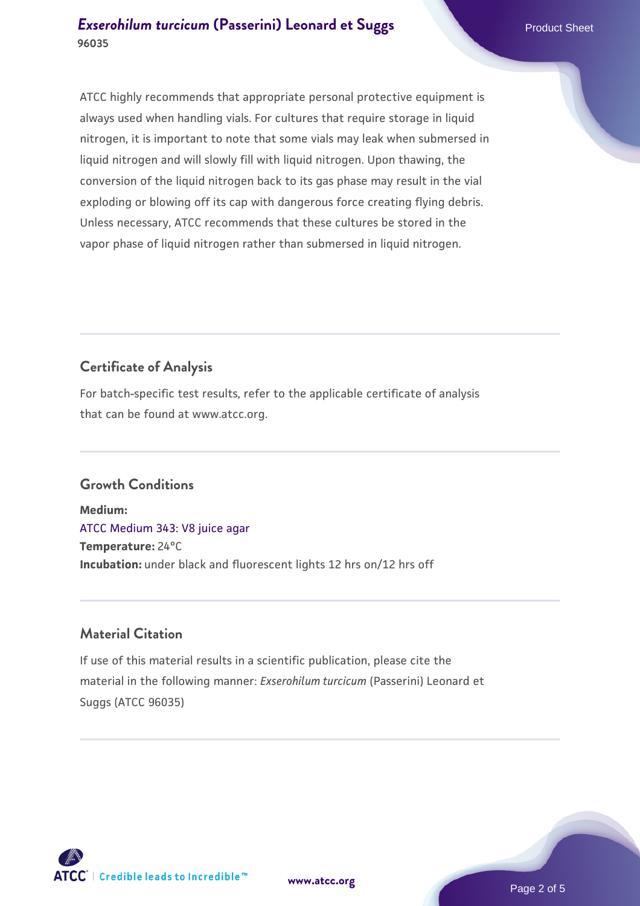ATCC highly recommends that appropriate personal protective equipment is always used when handling vials. For cultures that require storage in liquid nitrogen, it is important to note that some vials may leak when submersed in liquid nitrogen and will slowly fill with liquid nitrogen. Upon thawing, the conversion of the liquid nitrogen back to its gas phase may result in the vial exploding or blowing off its cap with dangerous force creating flying debris. Unless necessary, ATCC recommends that these cultures be stored in the vapor phase of liquid nitrogen rather than submersed in liquid nitrogen.

## Certificate of Analysis

For batch-specific test results, refer to the applicable certificate of analysis that can be found at www.atcc.org.

## Growth Conditions

**Medium:**
ATCC Medium 343: V8 juice agar
**Temperature:** 24°C
**Incubation:** under black and fluorescent lights 12 hrs on/12 hrs off

## Material Citation

If use of this material results in a scientific publication, please cite the material in the following manner: *Exserohilum turcicum* (Passerini) Leonard et Suggs (ATCC 96035)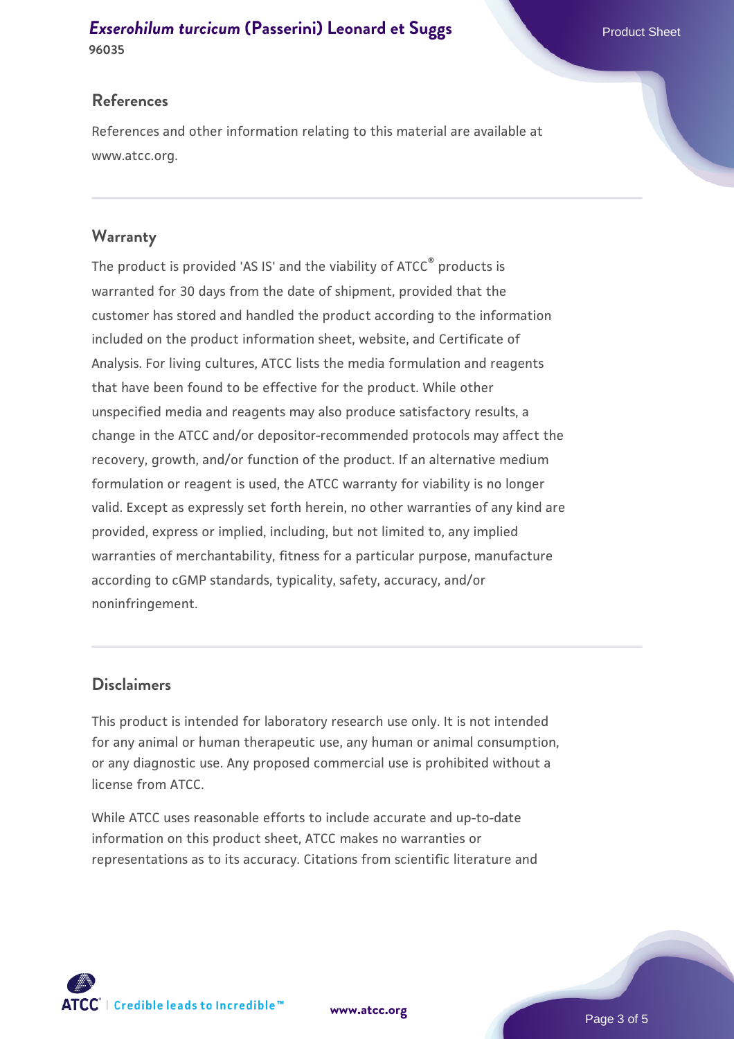## References

References and other information relating to this material are available at www.atcc.org.

## Warranty

The product is provided 'AS IS' and the viability of ATCC® products is warranted for 30 days from the date of shipment, provided that the customer has stored and handled the product according to the information included on the product information sheet, website, and Certificate of Analysis. For living cultures, ATCC lists the media formulation and reagents that have been found to be effective for the product. While other unspecified media and reagents may also produce satisfactory results, a change in the ATCC and/or depositor-recommended protocols may affect the recovery, growth, and/or function of the product. If an alternative medium formulation or reagent is used, the ATCC warranty for viability is no longer valid. Except as expressly set forth herein, no other warranties of any kind are provided, express or implied, including, but not limited to, any implied warranties of merchantability, fitness for a particular purpose, manufacture according to cGMP standards, typicality, safety, accuracy, and/or noninfringement.

## Disclaimers

This product is intended for laboratory research use only. It is not intended for any animal or human therapeutic use, any human or animal consumption, or any diagnostic use. Any proposed commercial use is prohibited without a license from ATCC.

While ATCC uses reasonable efforts to include accurate and up-to-date information on this product sheet, ATCC makes no warranties or representations as to its accuracy. Citations from scientific literature and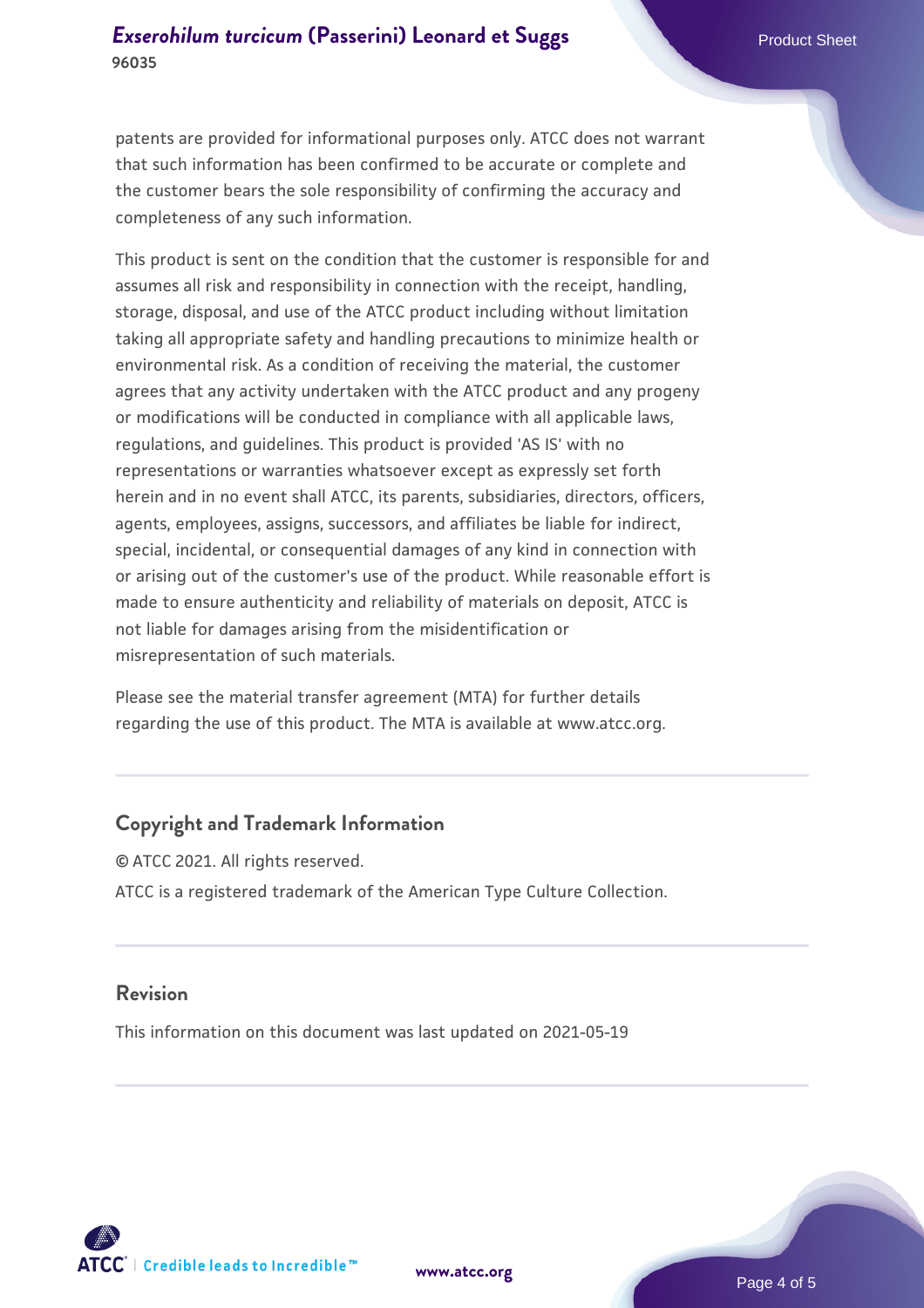patents are provided for informational purposes only. ATCC does not warrant that such information has been confirmed to be accurate or complete and the customer bears the sole responsibility of confirming the accuracy and completeness of any such information.

This product is sent on the condition that the customer is responsible for and assumes all risk and responsibility in connection with the receipt, handling, storage, disposal, and use of the ATCC product including without limitation taking all appropriate safety and handling precautions to minimize health or environmental risk. As a condition of receiving the material, the customer agrees that any activity undertaken with the ATCC product and any progeny or modifications will be conducted in compliance with all applicable laws, regulations, and guidelines. This product is provided 'AS IS' with no representations or warranties whatsoever except as expressly set forth herein and in no event shall ATCC, its parents, subsidiaries, directors, officers, agents, employees, assigns, successors, and affiliates be liable for indirect, special, incidental, or consequential damages of any kind in connection with or arising out of the customer's use of the product. While reasonable effort is made to ensure authenticity and reliability of materials on deposit, ATCC is not liable for damages arising from the misidentification or misrepresentation of such materials.

Please see the material transfer agreement (MTA) for further details regarding the use of this product. The MTA is available at www.atcc.org.

## Copyright and Trademark Information

© ATCC 2021. All rights reserved.

ATCC is a registered trademark of the American Type Culture Collection.

## Revision

This information on this document was last updated on 2021-05-19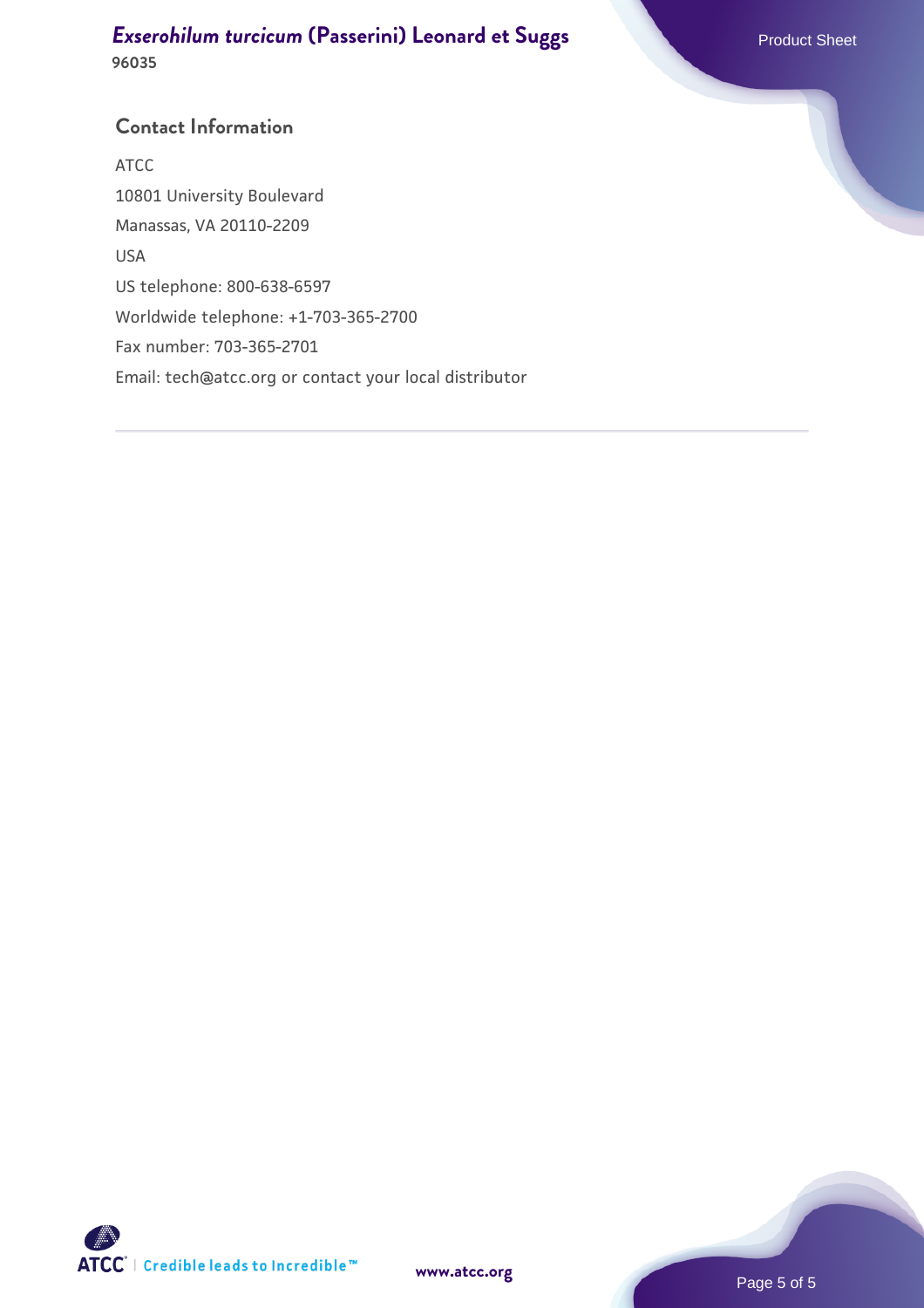## Contact Information

ATCC

10801 University Boulevard

Manassas, VA 20110-2209

USA

US telephone: 800-638-6597

Worldwide telephone: +1-703-365-2700

Fax number: 703-365-2701

Email: tech@atcc.org or contact your local distributor